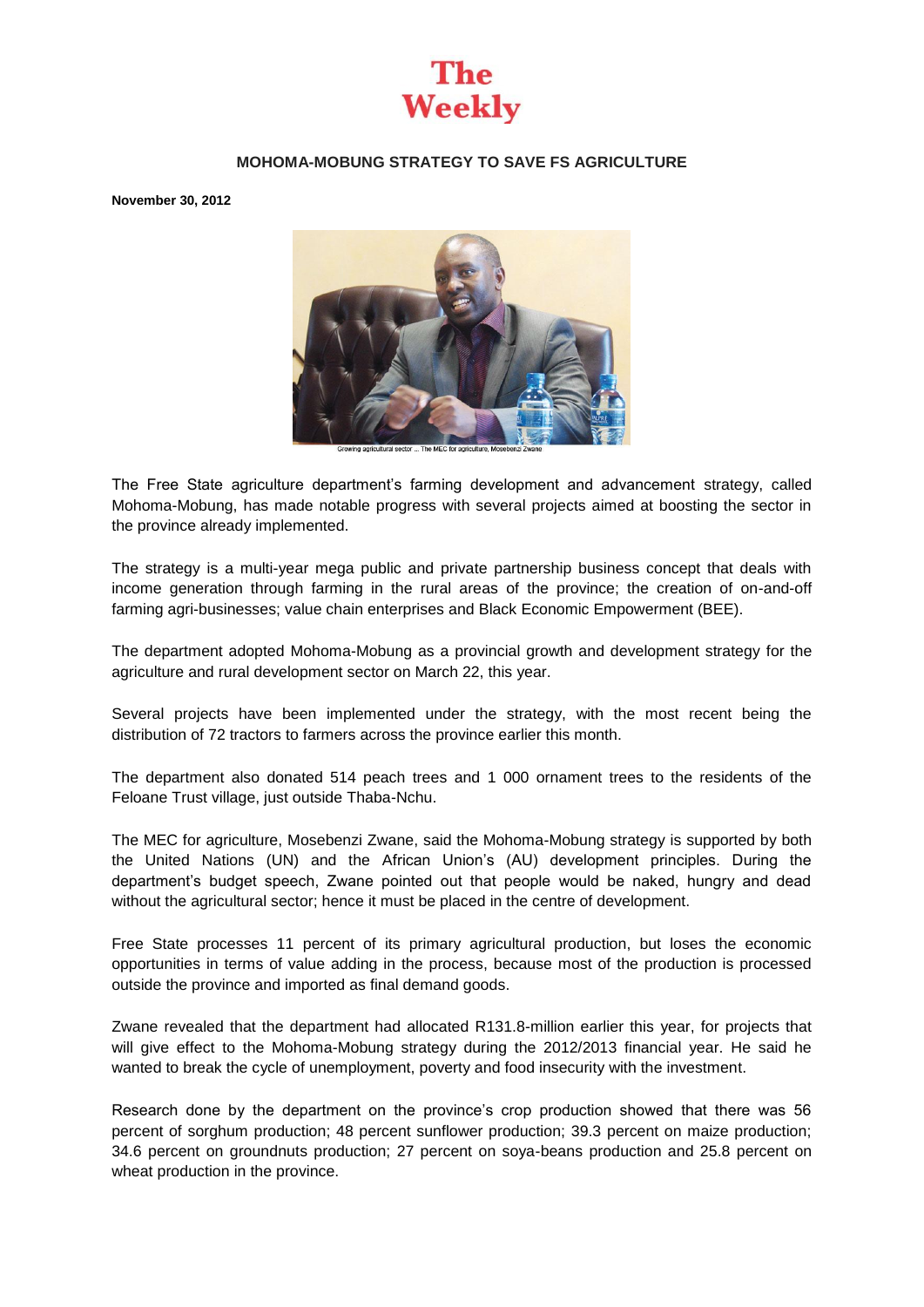# The Weekly

## MOHOMA-MOBUNG STRATEGY TO SAVE FS AGRICULTURE

**November 30, 2012**

Growing agricultural sector ... The MEC for agriculture, Mosebenzi Zwane

The Free State agriculture department's farming development and advancement strategy, called Mohoma-Mobung, has made notable progress with several projects aimed at boosting the sector in the province already implemented.

The strategy is a multi-year mega public and private partnership business concept that deals with income generation through farming in the rural areas of the province; the creation of on-and-off farming agri-businesses; value chain enterprises and Black Economic Empowerment (BEE).

The department adopted Mohoma-Mobung as a provincial growth and development strategy for the agriculture and rural development sector on March 22, this year.

Several projects have been implemented under the strategy, with the most recent being the distribution of 72 tractors to farmers across the province earlier this month.

The department also donated 514 peach trees and 1 000 ornament trees to the residents of the Feloane Trust village, just outside Thaba-Nchu.

The MEC for agriculture, Mosebenzi Zwane, said the Mohoma-Mobung strategy is supported by both the United Nations (UN) and the African Union's (AU) development principles. During the department's budget speech, Zwane pointed out that people would be naked, hungry and dead without the agricultural sector; hence it must be placed in the centre of development.

Free State processes 11 percent of its primary agricultural production, but loses the economic opportunities in terms of value adding in the process, because most of the production is processed outside the province and imported as final demand goods.

Zwane revealed that the department had allocated R131.8-million earlier this year, for projects that will give effect to the Mohoma-Mobung strategy during the 2012/2013 financial year. He said he wanted to break the cycle of unemployment, poverty and food insecurity with the investment.

Research done by the department on the province's crop production showed that there was 56 percent of sorghum production; 48 percent sunflower production; 39.3 percent on maize production; 34.6 percent on groundnuts production; 27 percent on soya-beans production and 25.8 percent on wheat production in the province.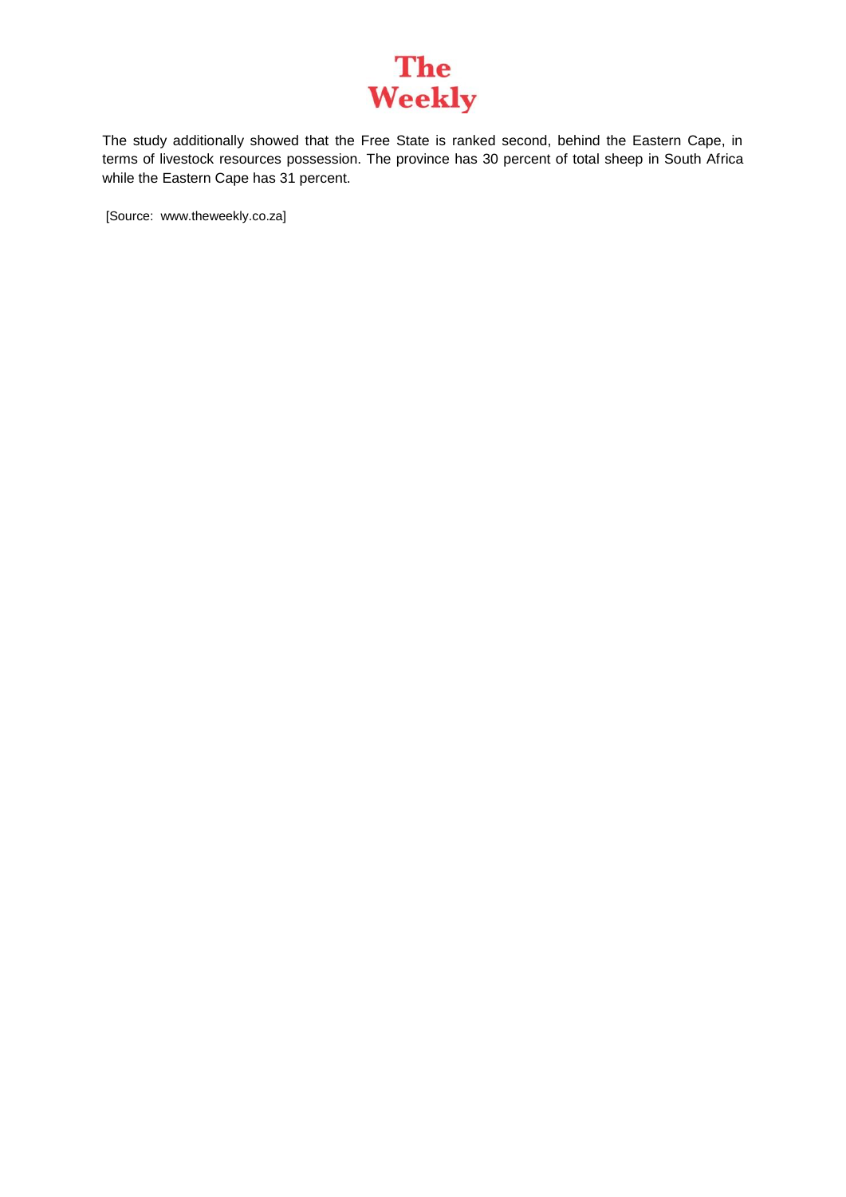**The Weekly**

The study additionally showed that the Free State is ranked second, behind the Eastern Cape, in terms of livestock resources possession. The province has 30 percent of total sheep in South Africa while the Eastern Cape has 31 percent.

[Source: www.theweekly.co.za]